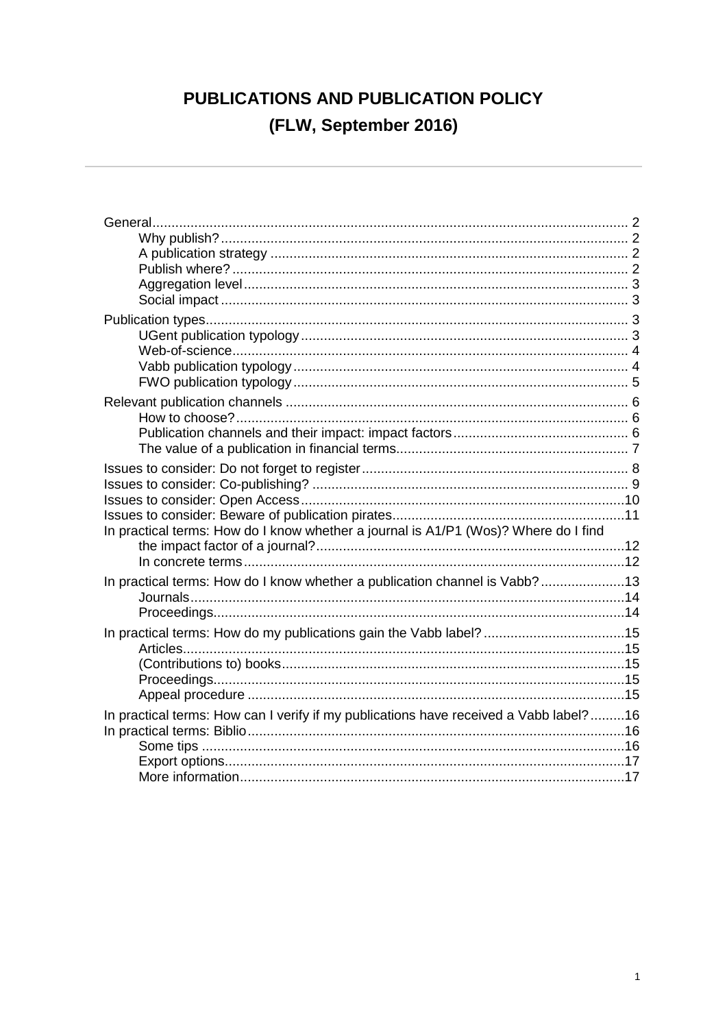# PUBLICATIONS AND PUBLICATION POLICY
# (FLW, September 2016)

---

- General ... 2
  - Why publish? ... 2
  - A publication strategy ... 2
  - Publish where? ... 2
  - Aggregation level ... 3
  - Social impact ... 3
- Publication types ... 3
  - UGent publication typology ... 3
  - Web-of-science ... 4
  - Vabb publication typology ... 4
  - FWO publication typology ... 5
- Relevant publication channels ... 6
  - How to choose? ... 6
  - Publication channels and their impact: impact factors ... 6
  - The value of a publication in financial terms ... 7
- Issues to consider: Do not forget to register ... 8
- Issues to consider: Co-publishing? ... 9
- Issues to consider: Open Access ... 10
- Issues to consider: Beware of publication pirates ... 11
- In practical terms: How do I know whether a journal is A1/P1 (Wos)? Where do I find the impact factor of a journal? ... 12
  - In concrete terms ... 12
- In practical terms: How do I know whether a publication channel is Vabb? ... 13
  - Journals ... 14
  - Proceedings ... 14
- In practical terms: How do my publications gain the Vabb label? ... 15
  - Articles ... 15
  - (Contributions to) books ... 15
  - Proceedings ... 15
  - Appeal procedure ... 15
- In practical terms: How can I verify if my publications have received a Vabb label? ... 16
- In practical terms: Biblio ... 16
  - Some tips ... 16
  - Export options ... 17
  - More information ... 17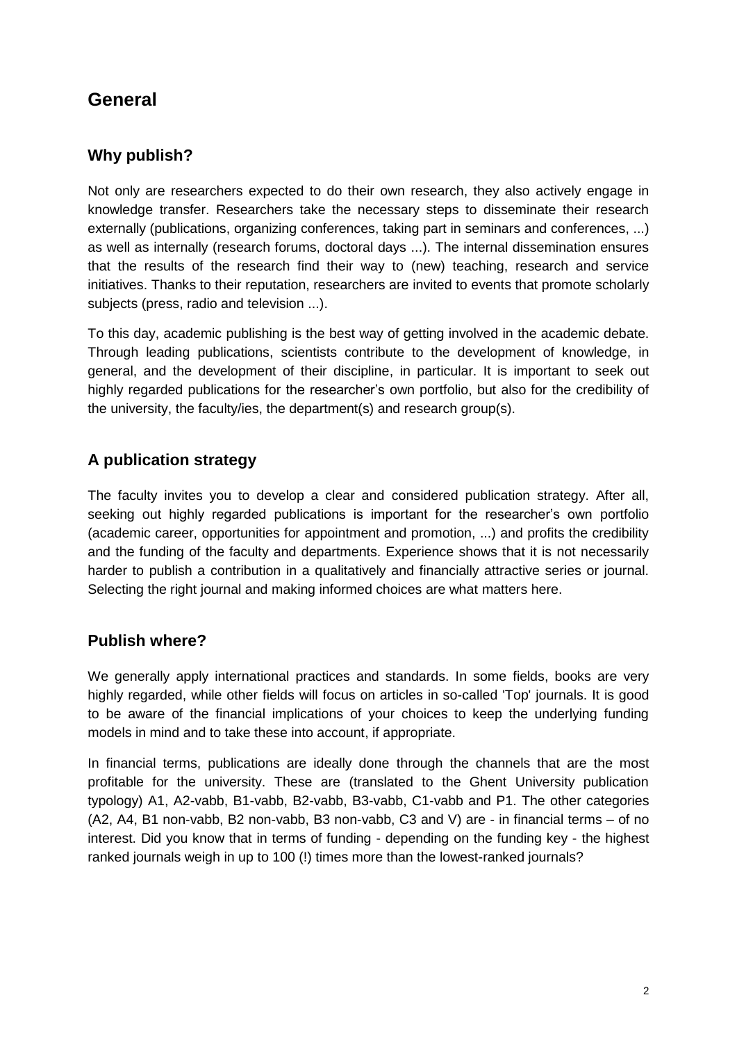# General

## Why publish?

Not only are researchers expected to do their own research, they also actively engage in knowledge transfer. Researchers take the necessary steps to disseminate their research externally (publications, organizing conferences, taking part in seminars and conferences, ...) as well as internally (research forums, doctoral days ...). The internal dissemination ensures that the results of the research find their way to (new) teaching, research and service initiatives. Thanks to their reputation, researchers are invited to events that promote scholarly subjects (press, radio and television ...).

To this day, academic publishing is the best way of getting involved in the academic debate. Through leading publications, scientists contribute to the development of knowledge, in general, and the development of their discipline, in particular. It is important to seek out highly regarded publications for the researcher's own portfolio, but also for the credibility of the university, the faculty/ies, the department(s) and research group(s).

## A publication strategy

The faculty invites you to develop a clear and considered publication strategy. After all, seeking out highly regarded publications is important for the researcher's own portfolio (academic career, opportunities for appointment and promotion, ...) and profits the credibility and the funding of the faculty and departments. Experience shows that it is not necessarily harder to publish a contribution in a qualitatively and financially attractive series or journal. Selecting the right journal and making informed choices are what matters here.

## Publish where?

We generally apply international practices and standards. In some fields, books are very highly regarded, while other fields will focus on articles in so-called 'Top' journals. It is good to be aware of the financial implications of your choices to keep the underlying funding models in mind and to take these into account, if appropriate.

In financial terms, publications are ideally done through the channels that are the most profitable for the university. These are (translated to the Ghent University publication typology) A1, A2-vabb, B1-vabb, B2-vabb, B3-vabb, C1-vabb and P1. The other categories (A2, A4, B1 non-vabb, B2 non-vabb, B3 non-vabb, C3 and V) are - in financial terms – of no interest. Did you know that in terms of funding - depending on the funding key - the highest ranked journals weigh in up to 100 (!) times more than the lowest-ranked journals?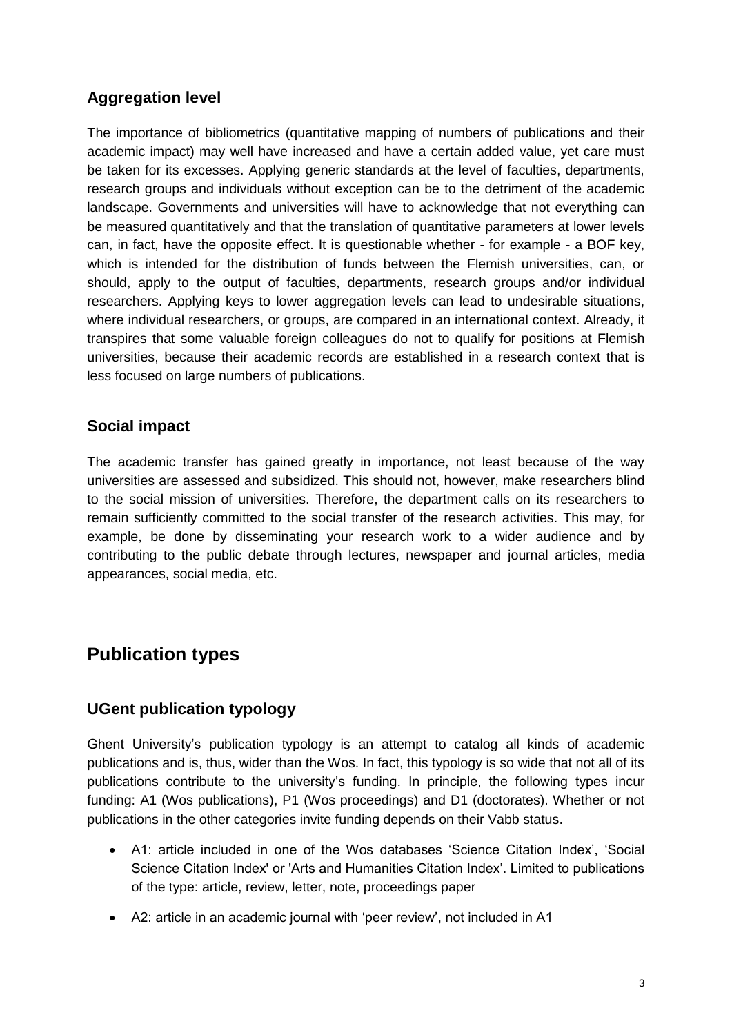## Aggregation level

The importance of bibliometrics (quantitative mapping of numbers of publications and their academic impact) may well have increased and have a certain added value, yet care must be taken for its excesses. Applying generic standards at the level of faculties, departments, research groups and individuals without exception can be to the detriment of the academic landscape. Governments and universities will have to acknowledge that not everything can be measured quantitatively and that the translation of quantitative parameters at lower levels can, in fact, have the opposite effect. It is questionable whether - for example - a BOF key, which is intended for the distribution of funds between the Flemish universities, can, or should, apply to the output of faculties, departments, research groups and/or individual researchers. Applying keys to lower aggregation levels can lead to undesirable situations, where individual researchers, or groups, are compared in an international context. Already, it transpires that some valuable foreign colleagues do not to qualify for positions at Flemish universities, because their academic records are established in a research context that is less focused on large numbers of publications.

## Social impact

The academic transfer has gained greatly in importance, not least because of the way universities are assessed and subsidized. This should not, however, make researchers blind to the social mission of universities. Therefore, the department calls on its researchers to remain sufficiently committed to the social transfer of the research activities. This may, for example, be done by disseminating your research work to a wider audience and by contributing to the public debate through lectures, newspaper and journal articles, media appearances, social media, etc.

# Publication types

## UGent publication typology

Ghent University's publication typology is an attempt to catalog all kinds of academic publications and is, thus, wider than the Wos. In fact, this typology is so wide that not all of its publications contribute to the university's funding. In principle, the following types incur funding: A1 (Wos publications), P1 (Wos proceedings) and D1 (doctorates). Whether or not publications in the other categories invite funding depends on their Vabb status.

- A1: article included in one of the Wos databases 'Science Citation Index', 'Social Science Citation Index' or 'Arts and Humanities Citation Index'. Limited to publications of the type: article, review, letter, note, proceedings paper
- A2: article in an academic journal with 'peer review', not included in A1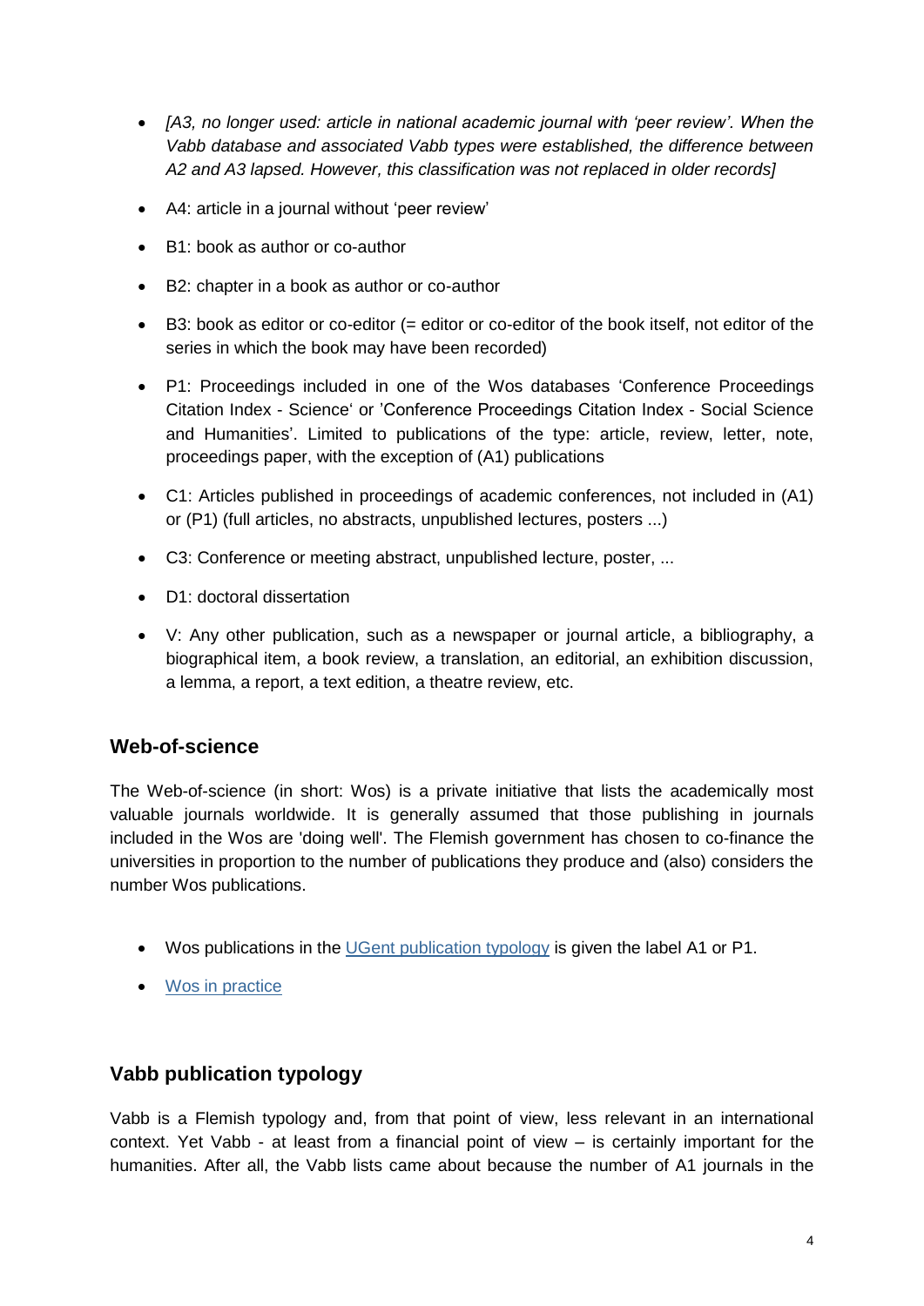- *[A3, no longer used: article in national academic journal with 'peer review'. When the Vabb database and associated Vabb types were established, the difference between A2 and A3 lapsed. However, this classification was not replaced in older records]*
- A4: article in a journal without 'peer review'
- B1: book as author or co-author
- B2: chapter in a book as author or co-author
- B3: book as editor or co-editor (= editor or co-editor of the book itself, not editor of the series in which the book may have been recorded)
- P1: Proceedings included in one of the Wos databases 'Conference Proceedings Citation Index - Science' or 'Conference Proceedings Citation Index - Social Science and Humanities'. Limited to publications of the type: article, review, letter, note, proceedings paper, with the exception of (A1) publications
- C1: Articles published in proceedings of academic conferences, not included in (A1) or (P1) (full articles, no abstracts, unpublished lectures, posters ...)
- C3: Conference or meeting abstract, unpublished lecture, poster, ...
- D1: doctoral dissertation
- V: Any other publication, such as a newspaper or journal article, a bibliography, a biographical item, a book review, a translation, an editorial, an exhibition discussion, a lemma, a report, a text edition, a theatre review, etc.

## Web-of-science

The Web-of-science (in short: Wos) is a private initiative that lists the academically most valuable journals worldwide. It is generally assumed that those publishing in journals included in the Wos are 'doing well'. The Flemish government has chosen to co-finance the universities in proportion to the number of publications they produce and (also) considers the number Wos publications.

- Wos publications in the [UGent publication typology] is given the label A1 or P1.
- [Wos in practice]

## Vabb publication typology

Vabb is a Flemish typology and, from that point of view, less relevant in an international context. Yet Vabb - at least from a financial point of view – is certainly important for the humanities. After all, the Vabb lists came about because the number of A1 journals in the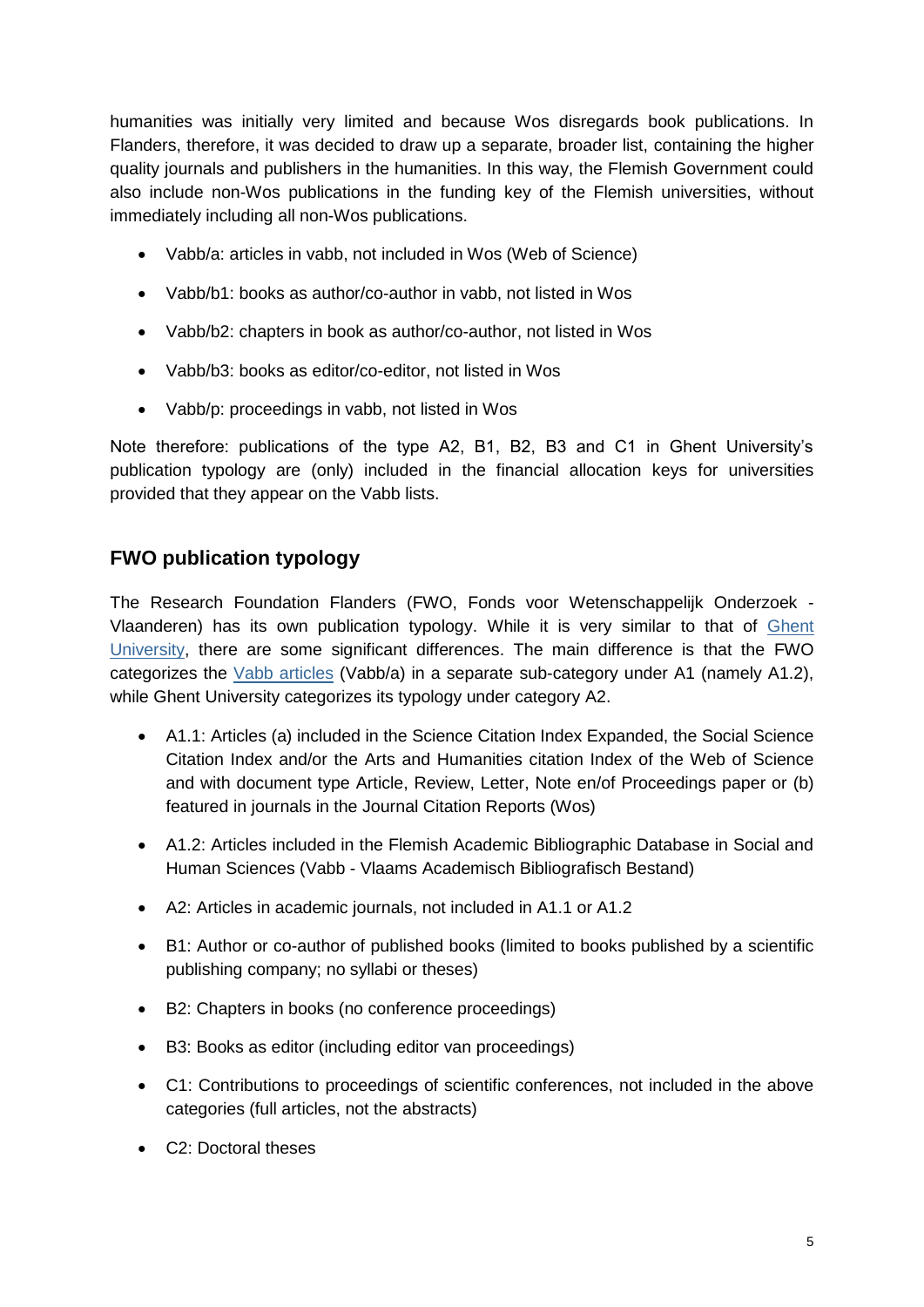humanities was initially very limited and because Wos disregards book publications. In Flanders, therefore, it was decided to draw up a separate, broader list, containing the higher quality journals and publishers in the humanities. In this way, the Flemish Government could also include non-Wos publications in the funding key of the Flemish universities, without immediately including all non-Wos publications.

- Vabb/a: articles in vabb, not included in Wos (Web of Science)
- Vabb/b1: books as author/co-author in vabb, not listed in Wos
- Vabb/b2: chapters in book as author/co-author, not listed in Wos
- Vabb/b3: books as editor/co-editor, not listed in Wos
- Vabb/p: proceedings in vabb, not listed in Wos

Note therefore: publications of the type A2, B1, B2, B3 and C1 in Ghent University's publication typology are (only) included in the financial allocation keys for universities provided that they appear on the Vabb lists.

## FWO publication typology

The Research Foundation Flanders (FWO, Fonds voor Wetenschappelijk Onderzoek - Vlaanderen) has its own publication typology. While it is very similar to that of Ghent University, there are some significant differences. The main difference is that the FWO categorizes the Vabb articles (Vabb/a) in a separate sub-category under A1 (namely A1.2), while Ghent University categorizes its typology under category A2.

- A1.1: Articles (a) included in the Science Citation Index Expanded, the Social Science Citation Index and/or the Arts and Humanities citation Index of the Web of Science and with document type Article, Review, Letter, Note en/of Proceedings paper or (b) featured in journals in the Journal Citation Reports (Wos)
- A1.2: Articles included in the Flemish Academic Bibliographic Database in Social and Human Sciences (Vabb - Vlaams Academisch Bibliografisch Bestand)
- A2: Articles in academic journals, not included in A1.1 or A1.2
- B1: Author or co-author of published books (limited to books published by a scientific publishing company; no syllabi or theses)
- B2: Chapters in books (no conference proceedings)
- B3: Books as editor (including editor van proceedings)
- C1: Contributions to proceedings of scientific conferences, not included in the above categories (full articles, not the abstracts)
- C2: Doctoral theses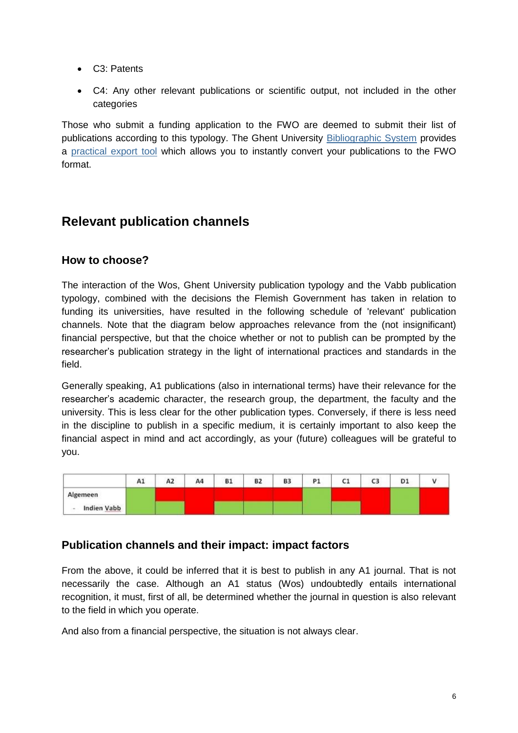- C3: Patents
- C4: Any other relevant publications or scientific output, not included in the other categories

Those who submit a funding application to the FWO are deemed to submit their list of publications according to this typology. The Ghent University [Bibliographic System]() provides a [practical export tool]() which allows you to instantly convert your publications to the FWO format.

## Relevant publication channels

### How to choose?

The interaction of the Wos, Ghent University publication typology and the Vabb publication typology, combined with the decisions the Flemish Government has taken in relation to funding its universities, have resulted in the following schedule of 'relevant' publication channels. Note that the diagram below approaches relevance from the (not insignificant) financial perspective, but that the choice whether or not to publish can be prompted by the researcher's publication strategy in the light of international practices and standards in the field.

Generally speaking, A1 publications (also in international terms) have their relevance for the researcher's academic character, the research group, the department, the faculty and the university. This is less clear for the other publication types. Conversely, if there is less need in the discipline to publish in a specific medium, it is certainly important to also keep the financial aspect in mind and act accordingly, as your (future) colleagues will be grateful to you.

| | A1 | A2 | A4 | B1 | B2 | B3 | P1 | C1 | C3 | D1 | V |
|---|---|---|---|---|---|---|---|---|---|---|---|
| Algemeen | green | red | red | red | red | red | green | red | red | green | red |
| - Indien Vabb | green | green | red | green | green | green | green | green | red | green | red |

### Publication channels and their impact: impact factors

From the above, it could be inferred that it is best to publish in any A1 journal. That is not necessarily the case. Although an A1 status (Wos) undoubtedly entails international recognition, it must, first of all, be determined whether the journal in question is also relevant to the field in which you operate.

And also from a financial perspective, the situation is not always clear.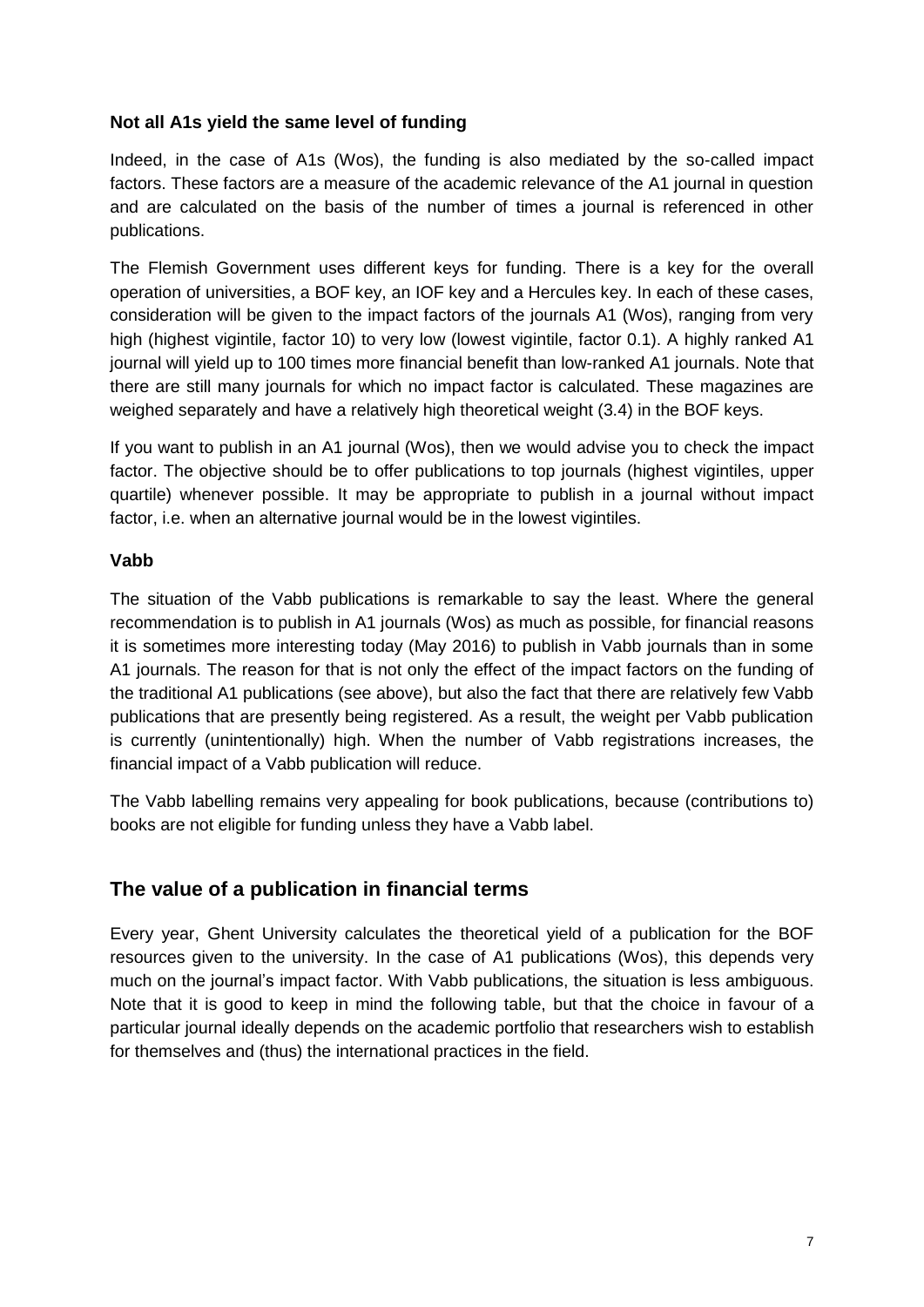### Not all A1s yield the same level of funding

Indeed, in the case of A1s (Wos), the funding is also mediated by the so-called impact factors. These factors are a measure of the academic relevance of the A1 journal in question and are calculated on the basis of the number of times a journal is referenced in other publications.

The Flemish Government uses different keys for funding. There is a key for the overall operation of universities, a BOF key, an IOF key and a Hercules key. In each of these cases, consideration will be given to the impact factors of the journals A1 (Wos), ranging from very high (highest vigintile, factor 10) to very low (lowest vigintile, factor 0.1). A highly ranked A1 journal will yield up to 100 times more financial benefit than low-ranked A1 journals. Note that there are still many journals for which no impact factor is calculated. These magazines are weighed separately and have a relatively high theoretical weight (3.4) in the BOF keys.

If you want to publish in an A1 journal (Wos), then we would advise you to check the impact factor. The objective should be to offer publications to top journals (highest vigintiles, upper quartile) whenever possible. It may be appropriate to publish in a journal without impact factor, i.e. when an alternative journal would be in the lowest vigintiles.

### Vabb

The situation of the Vabb publications is remarkable to say the least. Where the general recommendation is to publish in A1 journals (Wos) as much as possible, for financial reasons it is sometimes more interesting today (May 2016) to publish in Vabb journals than in some A1 journals. The reason for that is not only the effect of the impact factors on the funding of the traditional A1 publications (see above), but also the fact that there are relatively few Vabb publications that are presently being registered. As a result, the weight per Vabb publication is currently (unintentionally) high. When the number of Vabb registrations increases, the financial impact of a Vabb publication will reduce.

The Vabb labelling remains very appealing for book publications, because (contributions to) books are not eligible for funding unless they have a Vabb label.

## The value of a publication in financial terms

Every year, Ghent University calculates the theoretical yield of a publication for the BOF resources given to the university. In the case of A1 publications (Wos), this depends very much on the journal's impact factor. With Vabb publications, the situation is less ambiguous. Note that it is good to keep in mind the following table, but that the choice in favour of a particular journal ideally depends on the academic portfolio that researchers wish to establish for themselves and (thus) the international practices in the field.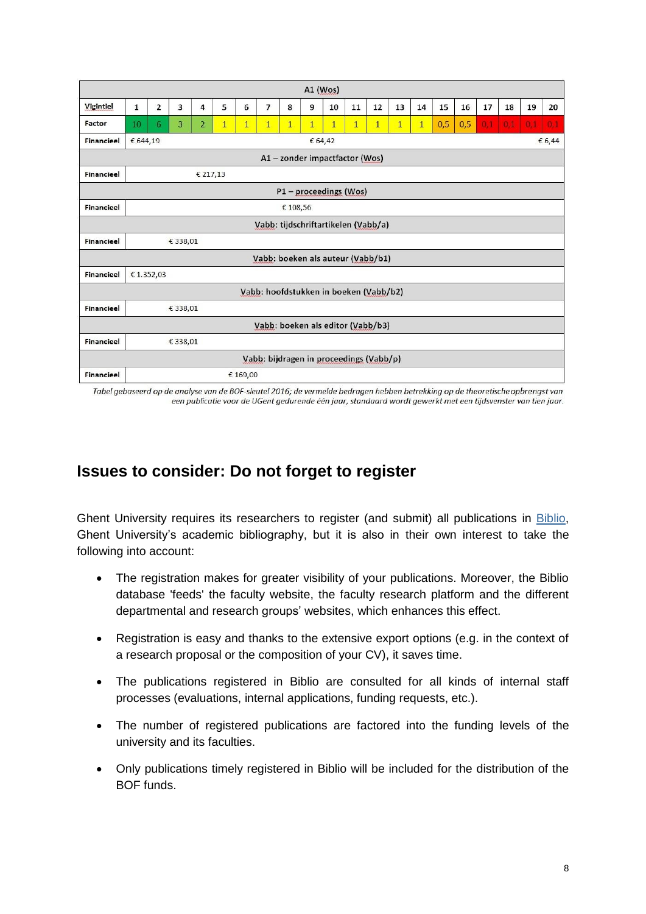| A1 (Wos) | | | | | | | | | | | | | | | | | | | | |
|---|---|---|---|---|---|---|---|---|---|---|---|---|---|---|---|---|---|---|---|---|
| Vigintiel | 1 | 2 | 3 | 4 | 5 | 6 | 7 | 8 | 9 | 10 | 11 | 12 | 13 | 14 | 15 | 16 | 17 | 18 | 19 | 20 |
| Factor | 10 | 6 | 3 | 2 | 1 | 1 | 1 | 1 | 1 | 1 | 1 | 1 | 1 | 1 | 0,5 | 0,5 | 0,1 | 0,1 | 0,1 | 0,1 |
| Financieel | € 644,19 | | | | | | | | | € 64,42 | | | | | | | | | | € 6,44 |
| A1 – zonder impactfactor (Wos) | | | | | | | | | | | | | | | | | | | | |
| Financieel | € 217,13 | | | | | | | | | | | | | | | | | | | |
| P1 – proceedings (Wos) | | | | | | | | | | | | | | | | | | | | |
| Financieel | € 108,56 | | | | | | | | | | | | | | | | | | | |
| Vabb: tijdschriftartikelen (Vabb/a) | | | | | | | | | | | | | | | | | | | | |
| Financieel | € 338,01 | | | | | | | | | | | | | | | | | | | |
| Vabb: boeken als auteur (Vabb/b1) | | | | | | | | | | | | | | | | | | | | |
| Financieel | € 1.352,03 | | | | | | | | | | | | | | | | | | | |
| Vabb: hoofdstukken in boeken (Vabb/b2) | | | | | | | | | | | | | | | | | | | | |
| Financieel | € 338,01 | | | | | | | | | | | | | | | | | | | |
| Vabb: boeken als editor (Vabb/b3) | | | | | | | | | | | | | | | | | | | | |
| Financieel | € 338,01 | | | | | | | | | | | | | | | | | | | |
| Vabb: bijdragen in proceedings (Vabb/p) | | | | | | | | | | | | | | | | | | | | |
| Financieel | € 169,00 | | | | | | | | | | | | | | | | | | | |

*Tabel gebaseerd op de analyse van de BOF-sleutel 2016; de vermelde bedragen hebben betrekking op de theoretische opbrengst van een publicatie voor de UGent gedurende één jaar, standaard wordt gewerkt met een tijdsvenster van tien jaar.*

## Issues to consider: Do not forget to register

Ghent University requires its researchers to register (and submit) all publications in Biblio, Ghent University's academic bibliography, but it is also in their own interest to take the following into account:

- The registration makes for greater visibility of your publications. Moreover, the Biblio database 'feeds' the faculty website, the faculty research platform and the different departmental and research groups' websites, which enhances this effect.
- Registration is easy and thanks to the extensive export options (e.g. in the context of a research proposal or the composition of your CV), it saves time.
- The publications registered in Biblio are consulted for all kinds of internal staff processes (evaluations, internal applications, funding requests, etc.).
- The number of registered publications are factored into the funding levels of the university and its faculties.
- Only publications timely registered in Biblio will be included for the distribution of the BOF funds.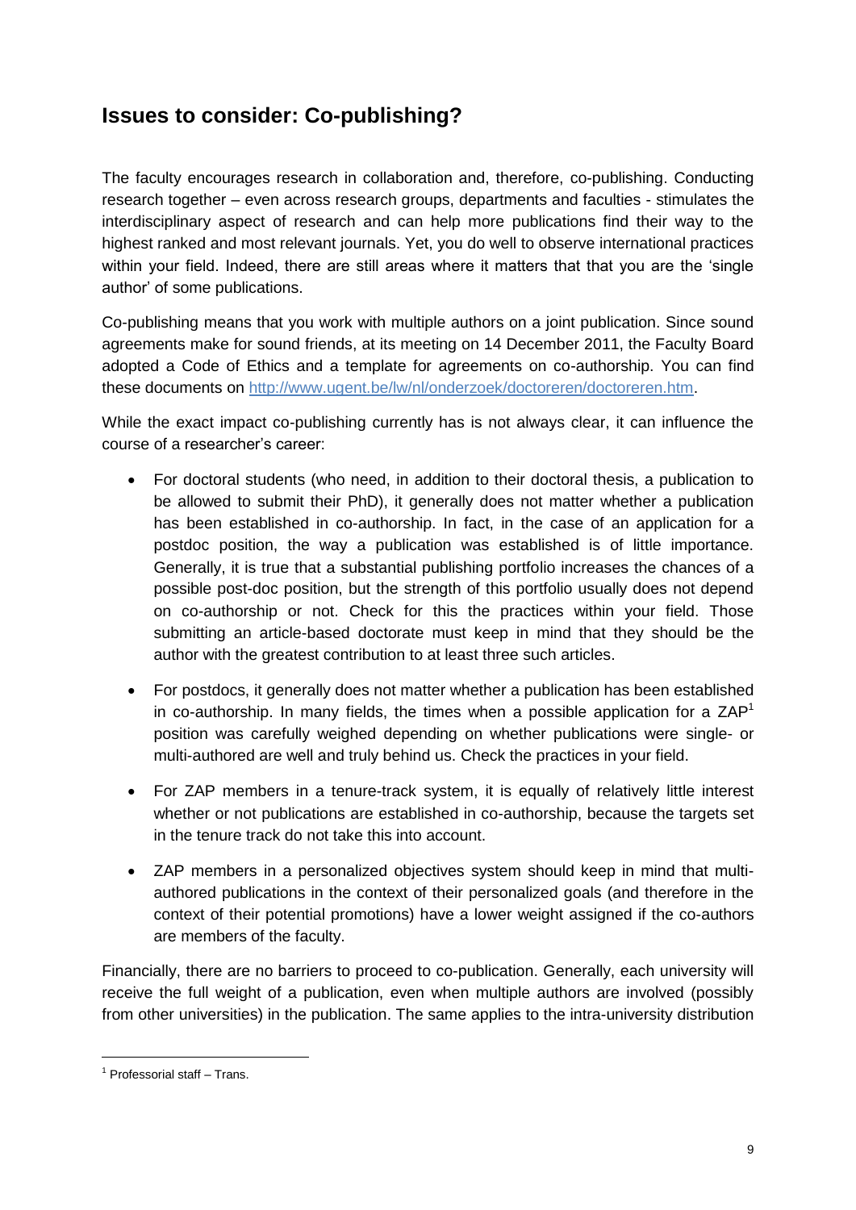## Issues to consider: Co-publishing?

The faculty encourages research in collaboration and, therefore, co-publishing. Conducting research together – even across research groups, departments and faculties - stimulates the interdisciplinary aspect of research and can help more publications find their way to the highest ranked and most relevant journals. Yet, you do well to observe international practices within your field. Indeed, there are still areas where it matters that that you are the 'single author' of some publications.

Co-publishing means that you work with multiple authors on a joint publication. Since sound agreements make for sound friends, at its meeting on 14 December 2011, the Faculty Board adopted a Code of Ethics and a template for agreements on co-authorship. You can find these documents on http://www.ugent.be/lw/nl/onderzoek/doctoreren/doctoreren.htm.

While the exact impact co-publishing currently has is not always clear, it can influence the course of a researcher's career:

- For doctoral students (who need, in addition to their doctoral thesis, a publication to be allowed to submit their PhD), it generally does not matter whether a publication has been established in co-authorship. In fact, in the case of an application for a postdoc position, the way a publication was established is of little importance. Generally, it is true that a substantial publishing portfolio increases the chances of a possible post-doc position, but the strength of this portfolio usually does not depend on co-authorship or not. Check for this the practices within your field. Those submitting an article-based doctorate must keep in mind that they should be the author with the greatest contribution to at least three such articles.
- For postdocs, it generally does not matter whether a publication has been established in co-authorship. In many fields, the times when a possible application for a ZAP[1] position was carefully weighed depending on whether publications were single- or multi-authored are well and truly behind us. Check the practices in your field.
- For ZAP members in a tenure-track system, it is equally of relatively little interest whether or not publications are established in co-authorship, because the targets set in the tenure track do not take this into account.
- ZAP members in a personalized objectives system should keep in mind that multi-authored publications in the context of their personalized goals (and therefore in the context of their potential promotions) have a lower weight assigned if the co-authors are members of the faculty.

Financially, there are no barriers to proceed to co-publication. Generally, each university will receive the full weight of a publication, even when multiple authors are involved (possibly from other universities) in the publication. The same applies to the intra-university distribution

[1] Professorial staff – Trans.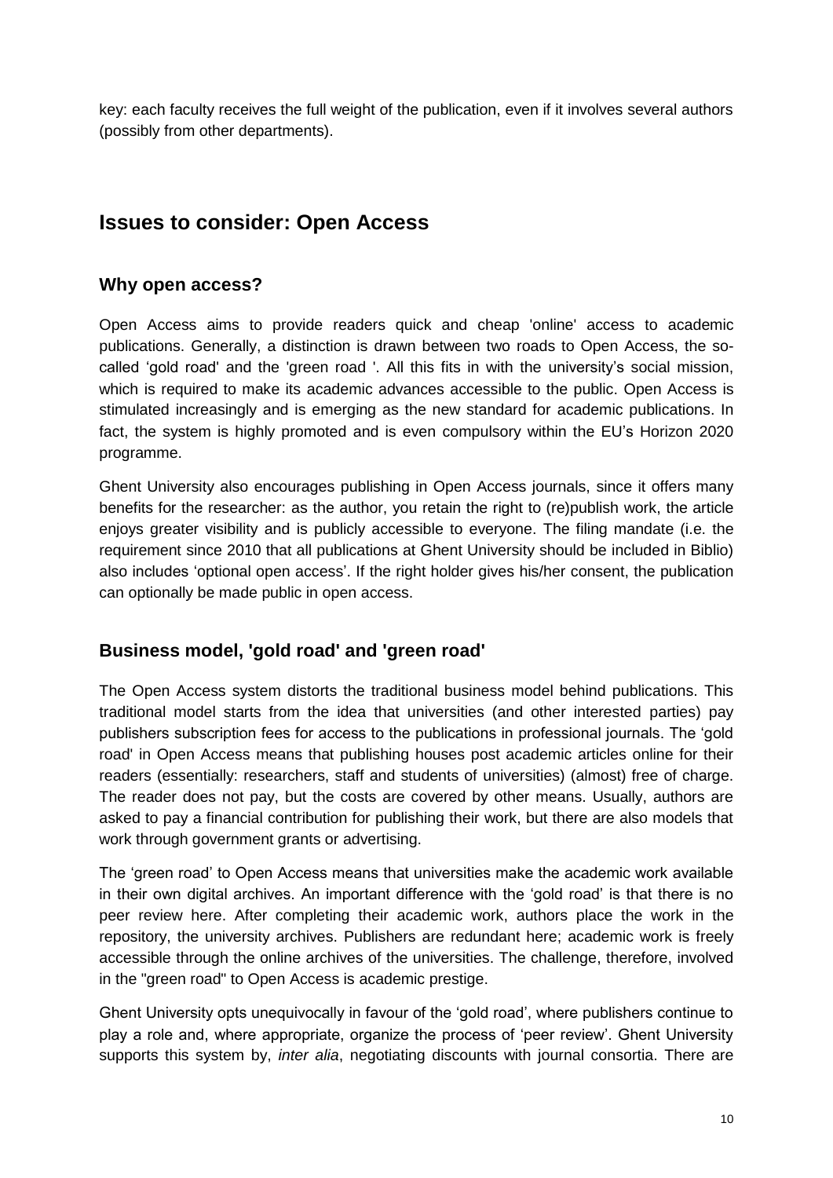key: each faculty receives the full weight of the publication, even if it involves several authors (possibly from other departments).

## Issues to consider: Open Access

### Why open access?

Open Access aims to provide readers quick and cheap 'online' access to academic publications. Generally, a distinction is drawn between two roads to Open Access, the so-called 'gold road' and the 'green road '. All this fits in with the university's social mission, which is required to make its academic advances accessible to the public. Open Access is stimulated increasingly and is emerging as the new standard for academic publications. In fact, the system is highly promoted and is even compulsory within the EU's Horizon 2020 programme.

Ghent University also encourages publishing in Open Access journals, since it offers many benefits for the researcher: as the author, you retain the right to (re)publish work, the article enjoys greater visibility and is publicly accessible to everyone. The filing mandate (i.e. the requirement since 2010 that all publications at Ghent University should be included in Biblio) also includes 'optional open access'. If the right holder gives his/her consent, the publication can optionally be made public in open access.

### Business model, 'gold road' and 'green road'

The Open Access system distorts the traditional business model behind publications. This traditional model starts from the idea that universities (and other interested parties) pay publishers subscription fees for access to the publications in professional journals. The 'gold road' in Open Access means that publishing houses post academic articles online for their readers (essentially: researchers, staff and students of universities) (almost) free of charge. The reader does not pay, but the costs are covered by other means. Usually, authors are asked to pay a financial contribution for publishing their work, but there are also models that work through government grants or advertising.

The 'green road' to Open Access means that universities make the academic work available in their own digital archives. An important difference with the 'gold road' is that there is no peer review here. After completing their academic work, authors place the work in the repository, the university archives. Publishers are redundant here; academic work is freely accessible through the online archives of the universities. The challenge, therefore, involved in the "green road" to Open Access is academic prestige.

Ghent University opts unequivocally in favour of the 'gold road', where publishers continue to play a role and, where appropriate, organize the process of 'peer review'. Ghent University supports this system by, *inter alia*, negotiating discounts with journal consortia. There are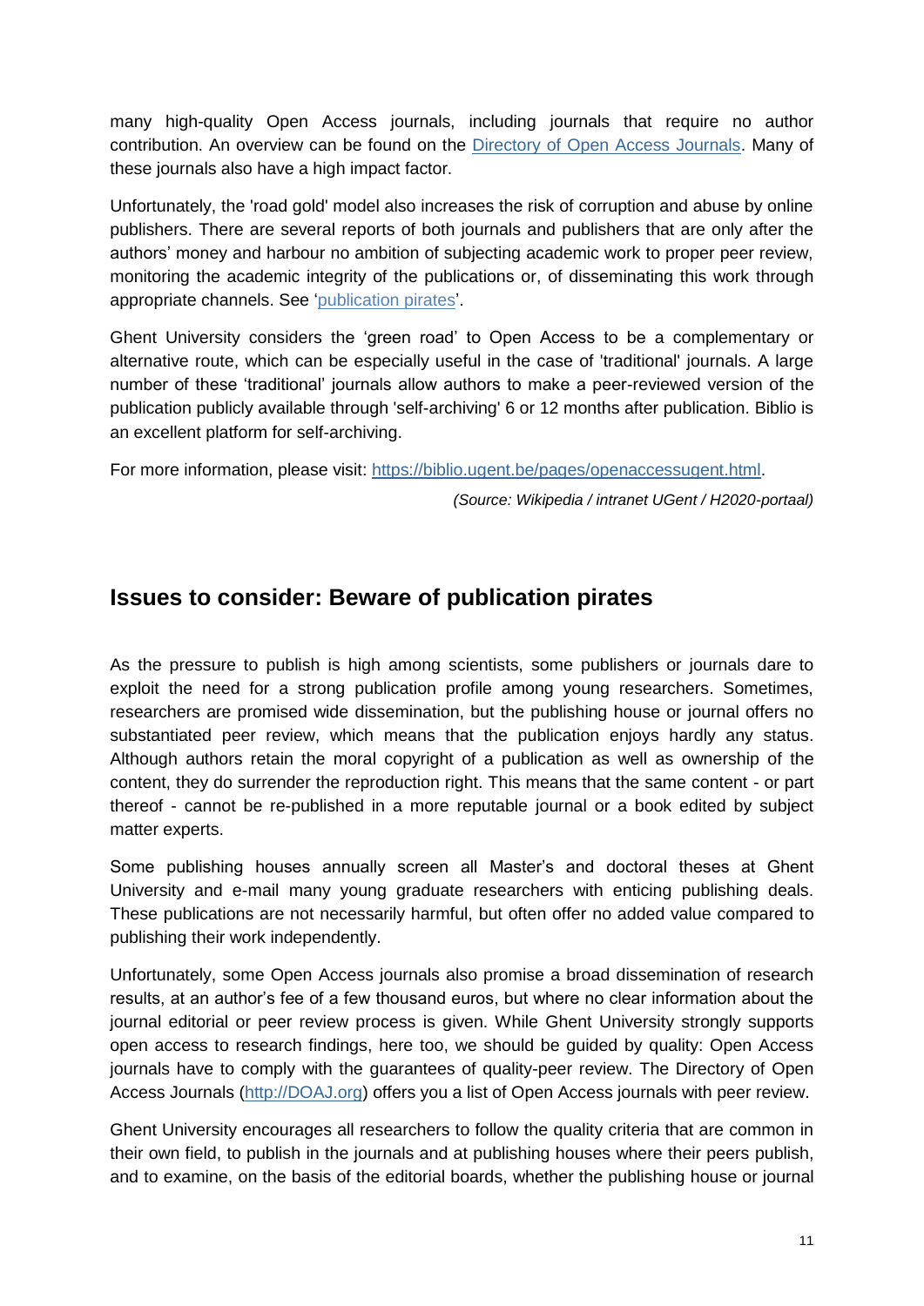many high-quality Open Access journals, including journals that require no author contribution. An overview can be found on the [Directory of Open Access Journals](). Many of these journals also have a high impact factor.

Unfortunately, the 'road gold' model also increases the risk of corruption and abuse by online publishers. There are several reports of both journals and publishers that are only after the authors' money and harbour no ambition of subjecting academic work to proper peer review, monitoring the academic integrity of the publications or, of disseminating this work through appropriate channels. See '[publication pirates]()'.

Ghent University considers the 'green road' to Open Access to be a complementary or alternative route, which can be especially useful in the case of 'traditional' journals. A large number of these 'traditional' journals allow authors to make a peer-reviewed version of the publication publicly available through 'self-archiving' 6 or 12 months after publication. Biblio is an excellent platform for self-archiving.

For more information, please visit: https://biblio.ugent.be/pages/openaccessugent.html.

*(Source: Wikipedia / intranet UGent / H2020-portaal)*

## Issues to consider: Beware of publication pirates

As the pressure to publish is high among scientists, some publishers or journals dare to exploit the need for a strong publication profile among young researchers. Sometimes, researchers are promised wide dissemination, but the publishing house or journal offers no substantiated peer review, which means that the publication enjoys hardly any status. Although authors retain the moral copyright of a publication as well as ownership of the content, they do surrender the reproduction right. This means that the same content - or part thereof - cannot be re-published in a more reputable journal or a book edited by subject matter experts.

Some publishing houses annually screen all Master's and doctoral theses at Ghent University and e-mail many young graduate researchers with enticing publishing deals. These publications are not necessarily harmful, but often offer no added value compared to publishing their work independently.

Unfortunately, some Open Access journals also promise a broad dissemination of research results, at an author's fee of a few thousand euros, but where no clear information about the journal editorial or peer review process is given. While Ghent University strongly supports open access to research findings, here too, we should be guided by quality: Open Access journals have to comply with the guarantees of quality-peer review. The Directory of Open Access Journals (http://DOAJ.org) offers you a list of Open Access journals with peer review.

Ghent University encourages all researchers to follow the quality criteria that are common in their own field, to publish in the journals and at publishing houses where their peers publish, and to examine, on the basis of the editorial boards, whether the publishing house or journal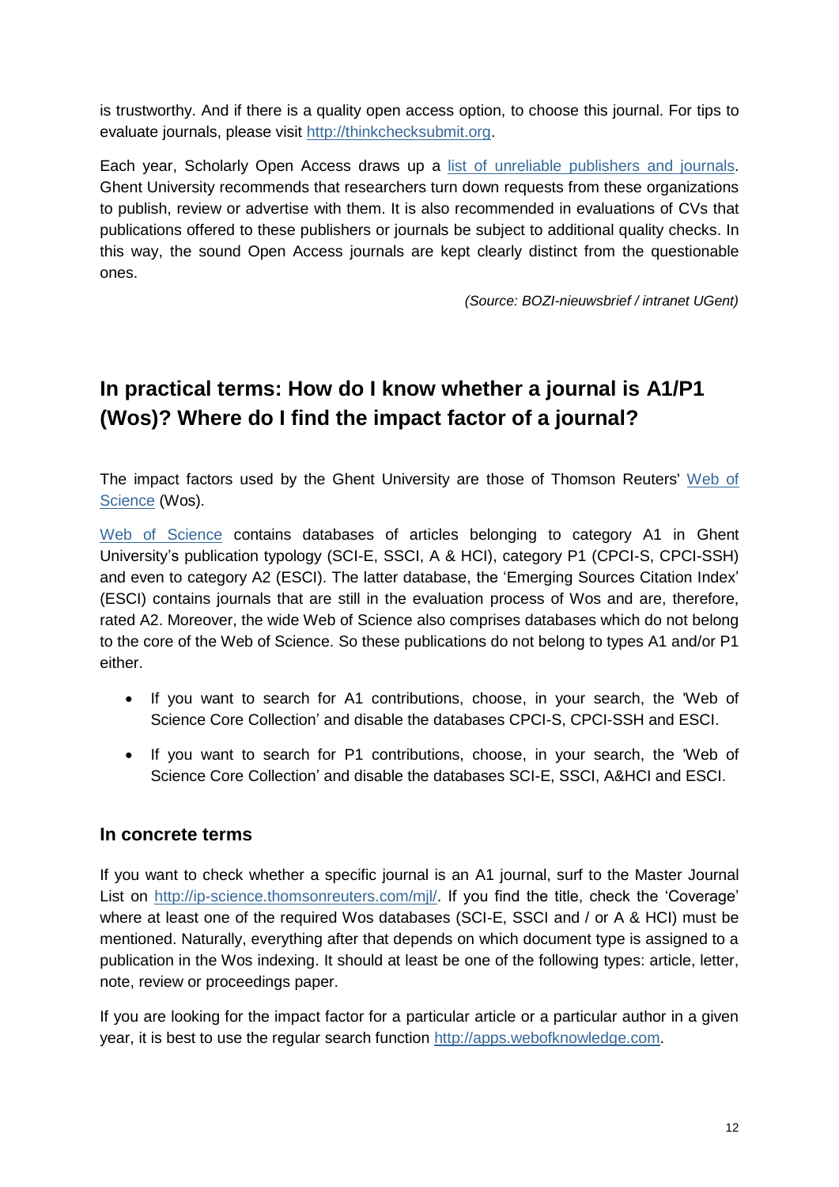is trustworthy. And if there is a quality open access option, to choose this journal. For tips to evaluate journals, please visit [http://thinkchecksubmit.org](http://thinkchecksubmit.org).

Each year, Scholarly Open Access draws up a [list of unreliable publishers and journals](). Ghent University recommends that researchers turn down requests from these organizations to publish, review or advertise with them. It is also recommended in evaluations of CVs that publications offered to these publishers or journals be subject to additional quality checks. In this way, the sound Open Access journals are kept clearly distinct from the questionable ones.

*(Source: BOZI-nieuwsbrief / intranet UGent)*

## In practical terms: How do I know whether a journal is A1/P1 (Wos)? Where do I find the impact factor of a journal?

The impact factors used by the Ghent University are those of Thomson Reuters' [Web of Science]() (Wos).

[Web of Science]() contains databases of articles belonging to category A1 in Ghent University's publication typology (SCI-E, SSCI, A & HCI), category P1 (CPCI-S, CPCI-SSH) and even to category A2 (ESCI). The latter database, the 'Emerging Sources Citation Index' (ESCI) contains journals that are still in the evaluation process of Wos and are, therefore, rated A2. Moreover, the wide Web of Science also comprises databases which do not belong to the core of the Web of Science. So these publications do not belong to types A1 and/or P1 either.

- If you want to search for A1 contributions, choose, in your search, the 'Web of Science Core Collection' and disable the databases CPCI-S, CPCI-SSH and ESCI.
- If you want to search for P1 contributions, choose, in your search, the 'Web of Science Core Collection' and disable the databases SCI-E, SSCI, A&HCI and ESCI.

### In concrete terms

If you want to check whether a specific journal is an A1 journal, surf to the Master Journal List on [http://ip-science.thomsonreuters.com/mjl/](http://ip-science.thomsonreuters.com/mjl/). If you find the title, check the 'Coverage' where at least one of the required Wos databases (SCI-E, SSCI and / or A & HCI) must be mentioned. Naturally, everything after that depends on which document type is assigned to a publication in the Wos indexing. It should at least be one of the following types: article, letter, note, review or proceedings paper.

If you are looking for the impact factor for a particular article or a particular author in a given year, it is best to use the regular search function [http://apps.webofknowledge.com](http://apps.webofknowledge.com).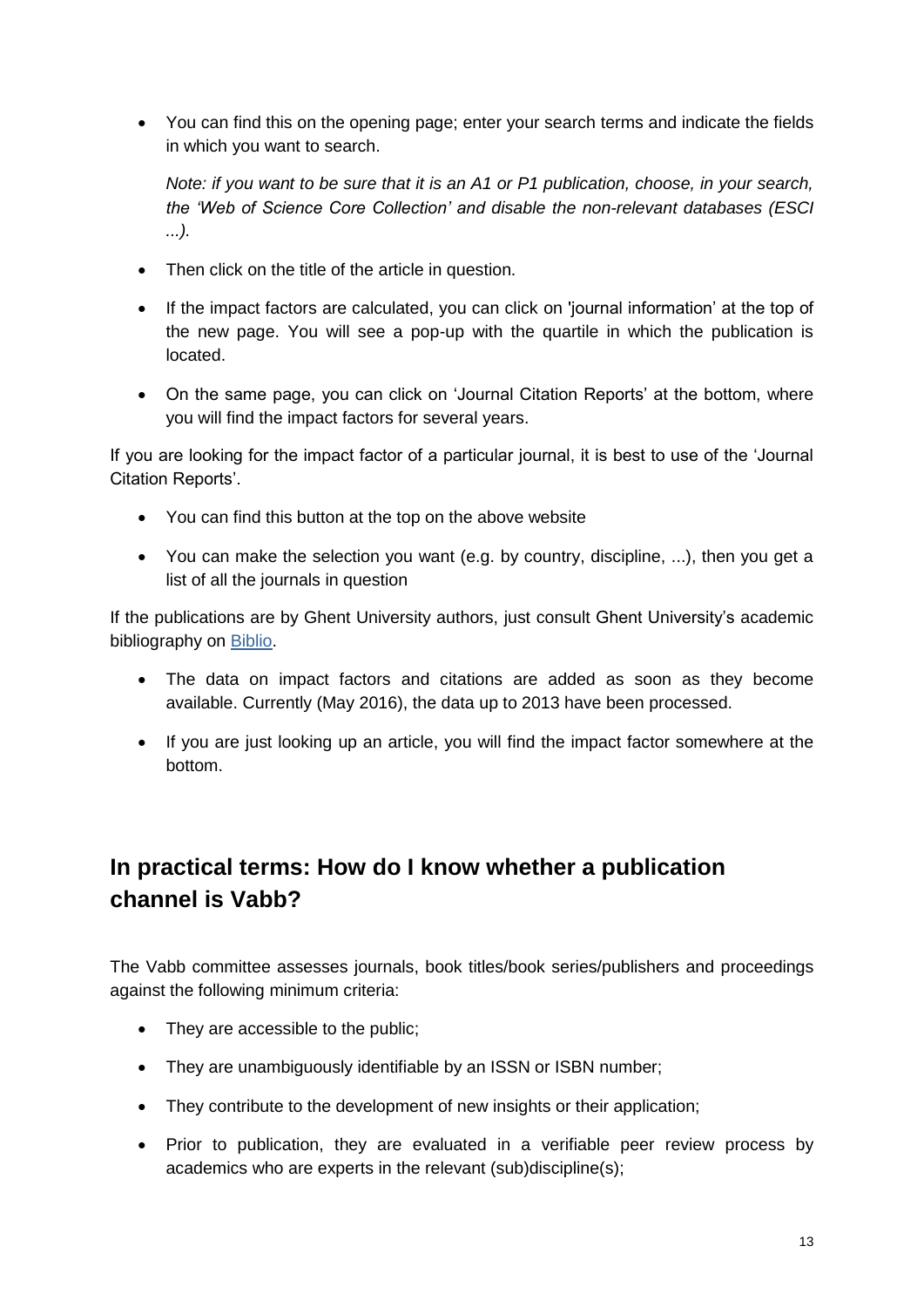- You can find this on the opening page; enter your search terms and indicate the fields in which you want to search.

  *Note: if you want to be sure that it is an A1 or P1 publication, choose, in your search, the 'Web of Science Core Collection' and disable the non-relevant databases (ESCI ...).*

- Then click on the title of the article in question.

- If the impact factors are calculated, you can click on 'journal information' at the top of the new page. You will see a pop-up with the quartile in which the publication is located.

- On the same page, you can click on 'Journal Citation Reports' at the bottom, where you will find the impact factors for several years.

If you are looking for the impact factor of a particular journal, it is best to use of the 'Journal Citation Reports'.

- You can find this button at the top on the above website

- You can make the selection you want (e.g. by country, discipline, ...), then you get a list of all the journals in question

If the publications are by Ghent University authors, just consult Ghent University's academic bibliography on Biblio.

- The data on impact factors and citations are added as soon as they become available. Currently (May 2016), the data up to 2013 have been processed.

- If you are just looking up an article, you will find the impact factor somewhere at the bottom.

## In practical terms: How do I know whether a publication channel is Vabb?

The Vabb committee assesses journals, book titles/book series/publishers and proceedings against the following minimum criteria:

- They are accessible to the public;

- They are unambiguously identifiable by an ISSN or ISBN number;

- They contribute to the development of new insights or their application;

- Prior to publication, they are evaluated in a verifiable peer review process by academics who are experts in the relevant (sub)discipline(s);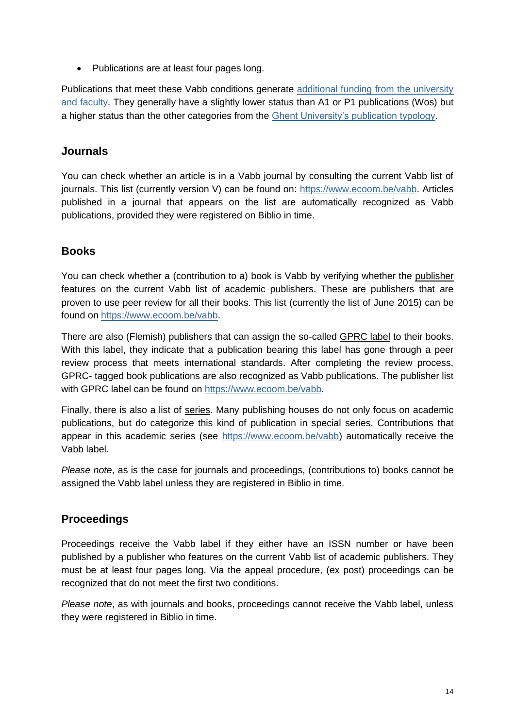- Publications are at least four pages long.

Publications that meet these Vabb conditions generate additional funding from the university and faculty. They generally have a slightly lower status than A1 or P1 publications (Wos) but a higher status than the other categories from the Ghent University's publication typology.

## Journals

You can check whether an article is in a Vabb journal by consulting the current Vabb list of journals. This list (currently version V) can be found on: https://www.ecoom.be/vabb. Articles published in a journal that appears on the list are automatically recognized as Vabb publications, provided they were registered on Biblio in time.

## Books

You can check whether a (contribution to a) book is Vabb by verifying whether the publisher features on the current Vabb list of academic publishers. These are publishers that are proven to use peer review for all their books. This list (currently the list of June 2015) can be found on https://www.ecoom.be/vabb.

There are also (Flemish) publishers that can assign the so-called GPRC label to their books. With this label, they indicate that a publication bearing this label has gone through a peer review process that meets international standards. After completing the review process, GPRC- tagged book publications are also recognized as Vabb publications. The publisher list with GPRC label can be found on https://www.ecoom.be/vabb.

Finally, there is also a list of series. Many publishing houses do not only focus on academic publications, but do categorize this kind of publication in special series. Contributions that appear in this academic series (see https://www.ecoom.be/vabb) automatically receive the Vabb label.

*Please note*, as is the case for journals and proceedings, (contributions to) books cannot be assigned the Vabb label unless they are registered in Biblio in time.

## Proceedings

Proceedings receive the Vabb label if they either have an ISSN number or have been published by a publisher who features on the current Vabb list of academic publishers. They must be at least four pages long. Via the appeal procedure, (ex post) proceedings can be recognized that do not meet the first two conditions.

*Please note*, as with journals and books, proceedings cannot receive the Vabb label, unless they were registered in Biblio in time.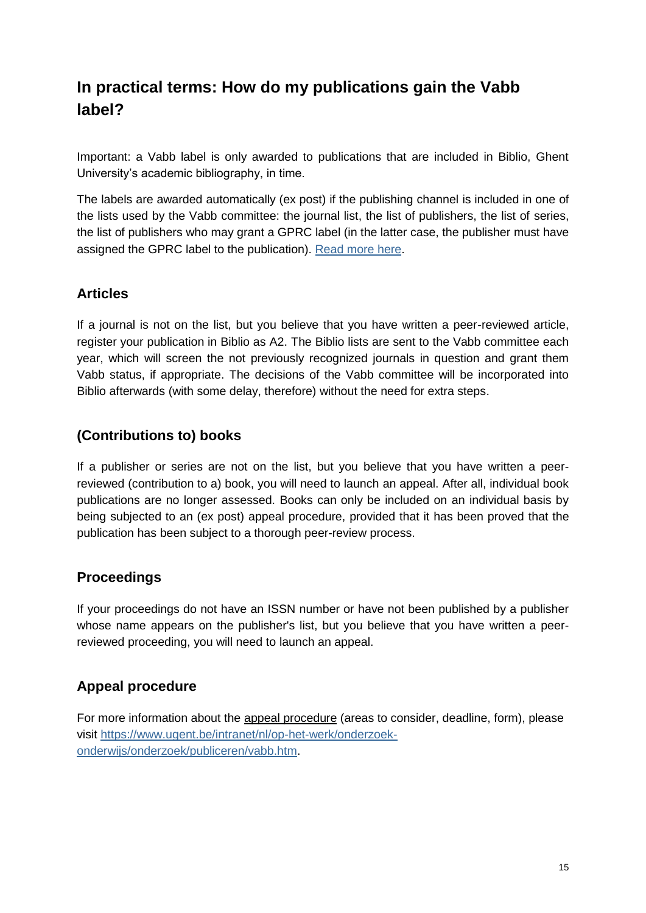# In practical terms: How do my publications gain the Vabb label?

Important: a Vabb label is only awarded to publications that are included in Biblio, Ghent University's academic bibliography, in time.

The labels are awarded automatically (ex post) if the publishing channel is included in one of the lists used by the Vabb committee: the journal list, the list of publishers, the list of series, the list of publishers who may grant a GPRC label (in the latter case, the publisher must have assigned the GPRC label to the publication). [Read more here](#).

## Articles

If a journal is not on the list, but you believe that you have written a peer-reviewed article, register your publication in Biblio as A2. The Biblio lists are sent to the Vabb committee each year, which will screen the not previously recognized journals in question and grant them Vabb status, if appropriate. The decisions of the Vabb committee will be incorporated into Biblio afterwards (with some delay, therefore) without the need for extra steps.

## (Contributions to) books

If a publisher or series are not on the list, but you believe that you have written a peer-reviewed (contribution to a) book, you will need to launch an appeal. After all, individual book publications are no longer assessed. Books can only be included on an individual basis by being subjected to an (ex post) appeal procedure, provided that it has been proved that the publication has been subject to a thorough peer-review process.

## Proceedings

If your proceedings do not have an ISSN number or have not been published by a publisher whose name appears on the publisher's list, but you believe that you have written a peer-reviewed proceeding, you will need to launch an appeal.

## Appeal procedure

For more information about the appeal procedure (areas to consider, deadline, form), please visit [https://www.ugent.be/intranet/nl/op-het-werk/onderzoek-onderwijs/onderzoek/publiceren/vabb.htm](https://www.ugent.be/intranet/nl/op-het-werk/onderzoek-onderwijs/onderzoek/publiceren/vabb.htm).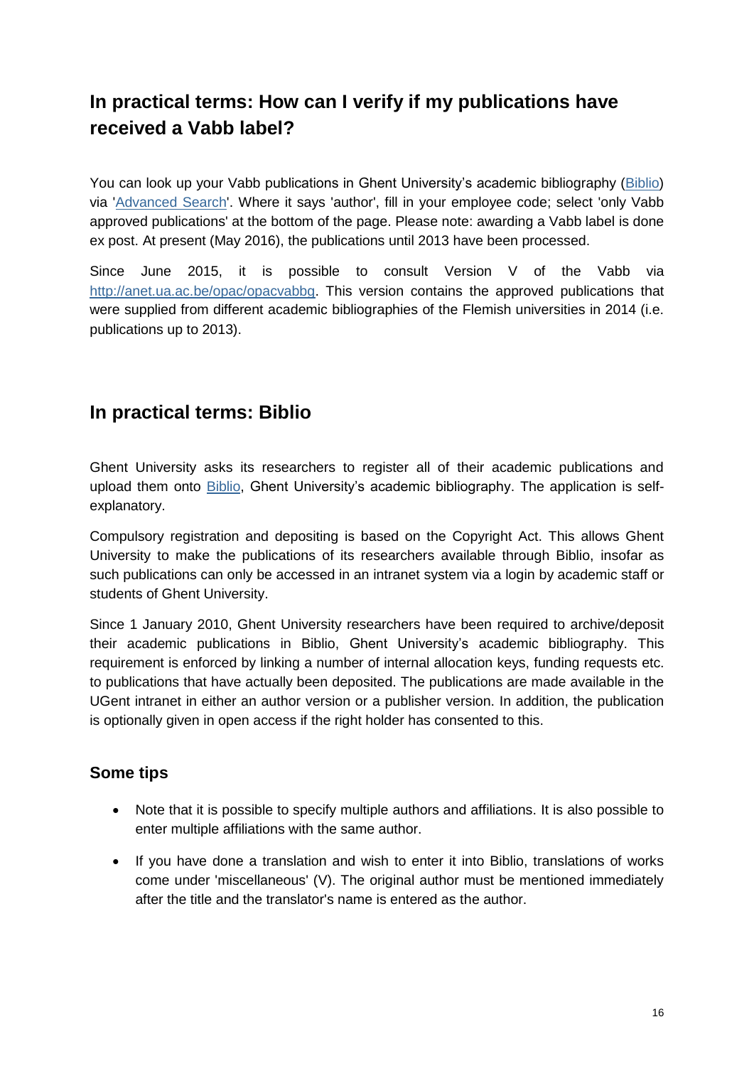## In practical terms: How can I verify if my publications have received a Vabb label?

You can look up your Vabb publications in Ghent University's academic bibliography (Biblio) via 'Advanced Search'. Where it says 'author', fill in your employee code; select 'only Vabb approved publications' at the bottom of the page. Please note: awarding a Vabb label is done ex post. At present (May 2016), the publications until 2013 have been processed.

Since June 2015, it is possible to consult Version V of the Vabb via http://anet.ua.ac.be/opac/opacvabbq. This version contains the approved publications that were supplied from different academic bibliographies of the Flemish universities in 2014 (i.e. publications up to 2013).

## In practical terms: Biblio

Ghent University asks its researchers to register all of their academic publications and upload them onto Biblio, Ghent University's academic bibliography. The application is self-explanatory.

Compulsory registration and depositing is based on the Copyright Act. This allows Ghent University to make the publications of its researchers available through Biblio, insofar as such publications can only be accessed in an intranet system via a login by academic staff or students of Ghent University.

Since 1 January 2010, Ghent University researchers have been required to archive/deposit their academic publications in Biblio, Ghent University's academic bibliography. This requirement is enforced by linking a number of internal allocation keys, funding requests etc. to publications that have actually been deposited. The publications are made available in the UGent intranet in either an author version or a publisher version. In addition, the publication is optionally given in open access if the right holder has consented to this.

### Some tips

- Note that it is possible to specify multiple authors and affiliations. It is also possible to enter multiple affiliations with the same author.
- If you have done a translation and wish to enter it into Biblio, translations of works come under 'miscellaneous' (V). The original author must be mentioned immediately after the title and the translator's name is entered as the author.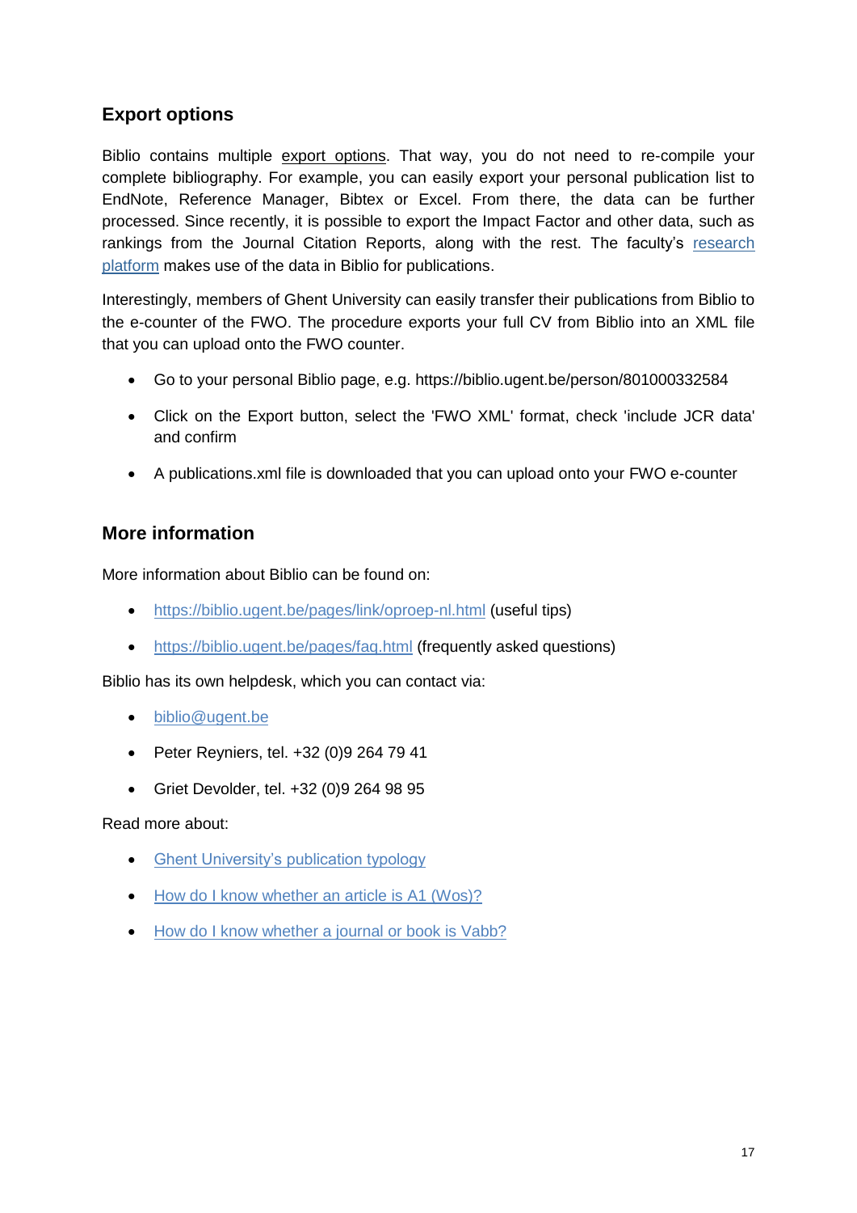## Export options

Biblio contains multiple export options. That way, you do not need to re-compile your complete bibliography. For example, you can easily export your personal publication list to EndNote, Reference Manager, Bibtex or Excel. From there, the data can be further processed. Since recently, it is possible to export the Impact Factor and other data, such as rankings from the Journal Citation Reports, along with the rest. The faculty's research platform makes use of the data in Biblio for publications.

Interestingly, members of Ghent University can easily transfer their publications from Biblio to the e-counter of the FWO. The procedure exports your full CV from Biblio into an XML file that you can upload onto the FWO counter.

- Go to your personal Biblio page, e.g. https://biblio.ugent.be/person/801000332584
- Click on the Export button, select the 'FWO XML' format, check 'include JCR data' and confirm
- A publications.xml file is downloaded that you can upload onto your FWO e-counter

## More information

More information about Biblio can be found on:

- https://biblio.ugent.be/pages/link/oproep-nl.html (useful tips)
- https://biblio.ugent.be/pages/faq.html (frequently asked questions)

Biblio has its own helpdesk, which you can contact via:

- biblio@ugent.be
- Peter Reyniers, tel. +32 (0)9 264 79 41
- Griet Devolder, tel. +32 (0)9 264 98 95

Read more about:

- Ghent University's publication typology
- How do I know whether an article is A1 (Wos)?
- How do I know whether a journal or book is Vabb?